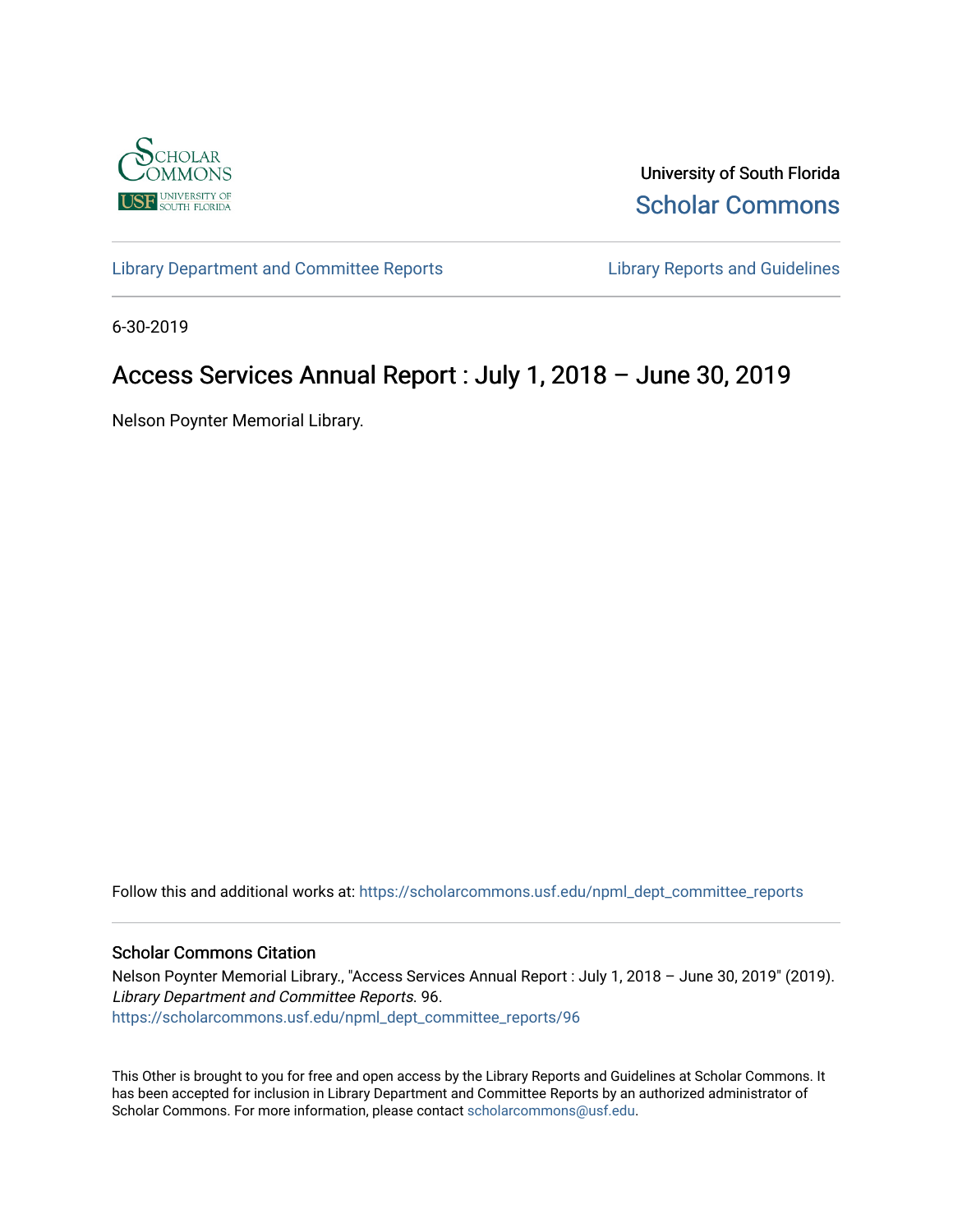University of South Florida

Scholar Commons

Library Department and Committee Reports

Library Reports and Guidelines

6-30-2019

# Access Services Annual Report : July 1, 2018 – June 30, 2019

Nelson Poynter Memorial Library.

Follow this and additional works at: https://scholarcommons.usf.edu/npml_dept_committee_reports

## Scholar Commons Citation

Nelson Poynter Memorial Library., "Access Services Annual Report : July 1, 2018 – June 30, 2019" (2019). *Library Department and Committee Reports*. 96.
https://scholarcommons.usf.edu/npml_dept_committee_reports/96

This Other is brought to you for free and open access by the Library Reports and Guidelines at Scholar Commons. It has been accepted for inclusion in Library Department and Committee Reports by an authorized administrator of Scholar Commons. For more information, please contact scholarcommons@usf.edu.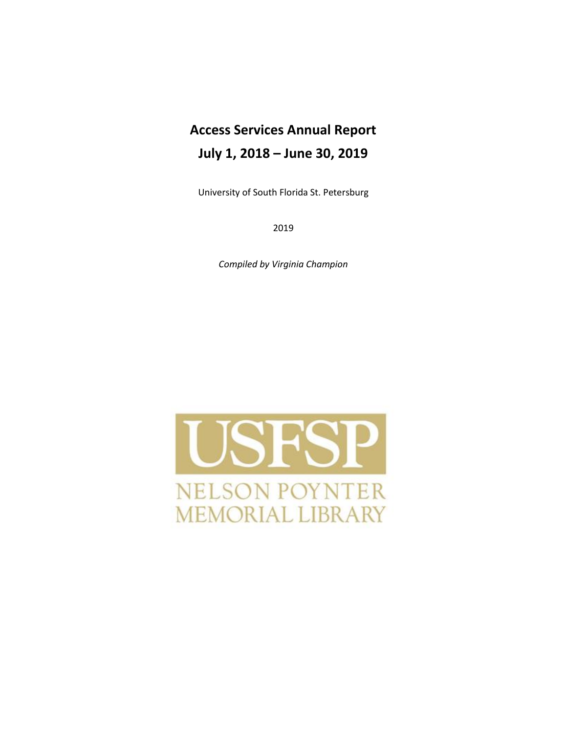# Access Services Annual Report

# July 1, 2018 – June 30, 2019

University of South Florida St. Petersburg

2019

*Compiled by Virginia Champion*

USFSP

NELSON POYNTER
MEMORIAL LIBRARY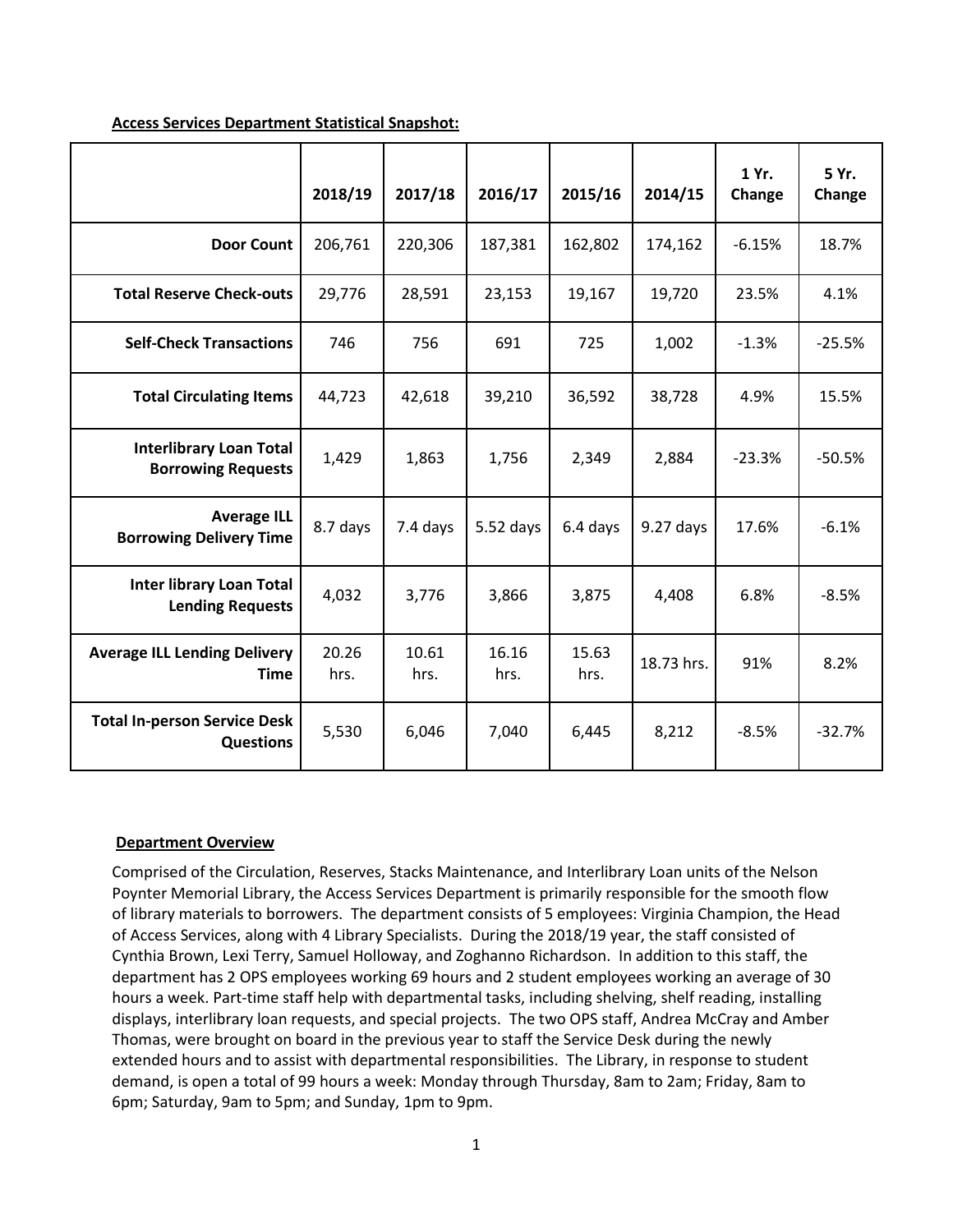**Access Services Department Statistical Snapshot:**

| | 2018/19 | 2017/18 | 2016/17 | 2015/16 | 2014/15 | 1 Yr. Change | 5 Yr. Change |
|---|---|---|---|---|---|---|---|
| **Door Count** | 206,761 | 220,306 | 187,381 | 162,802 | 174,162 | -6.15% | 18.7% |
| **Total Reserve Check-outs** | 29,776 | 28,591 | 23,153 | 19,167 | 19,720 | 23.5% | 4.1% |
| **Self-Check Transactions** | 746 | 756 | 691 | 725 | 1,002 | -1.3% | -25.5% |
| **Total Circulating Items** | 44,723 | 42,618 | 39,210 | 36,592 | 38,728 | 4.9% | 15.5% |
| **Interlibrary Loan Total Borrowing Requests** | 1,429 | 1,863 | 1,756 | 2,349 | 2,884 | -23.3% | -50.5% |
| **Average ILL Borrowing Delivery Time** | 8.7 days | 7.4 days | 5.52 days | 6.4 days | 9.27 days | 17.6% | -6.1% |
| **Inter library Loan Total Lending Requests** | 4,032 | 3,776 | 3,866 | 3,875 | 4,408 | 6.8% | -8.5% |
| **Average ILL Lending Delivery Time** | 20.26 hrs. | 10.61 hrs. | 16.16 hrs. | 15.63 hrs. | 18.73 hrs. | 91% | 8.2% |
| **Total In-person Service Desk Questions** | 5,530 | 6,046 | 7,040 | 6,445 | 8,212 | -8.5% | -32.7% |

## Department Overview

Comprised of the Circulation, Reserves, Stacks Maintenance, and Interlibrary Loan units of the Nelson Poynter Memorial Library, the Access Services Department is primarily responsible for the smooth flow of library materials to borrowers. The department consists of 5 employees: Virginia Champion, the Head of Access Services, along with 4 Library Specialists. During the 2018/19 year, the staff consisted of Cynthia Brown, Lexi Terry, Samuel Holloway, and Zoghanno Richardson. In addition to this staff, the department has 2 OPS employees working 69 hours and 2 student employees working an average of 30 hours a week. Part-time staff help with departmental tasks, including shelving, shelf reading, installing displays, interlibrary loan requests, and special projects. The two OPS staff, Andrea McCray and Amber Thomas, were brought on board in the previous year to staff the Service Desk during the newly extended hours and to assist with departmental responsibilities. The Library, in response to student demand, is open a total of 99 hours a week: Monday through Thursday, 8am to 2am; Friday, 8am to 6pm; Saturday, 9am to 5pm; and Sunday, 1pm to 9pm.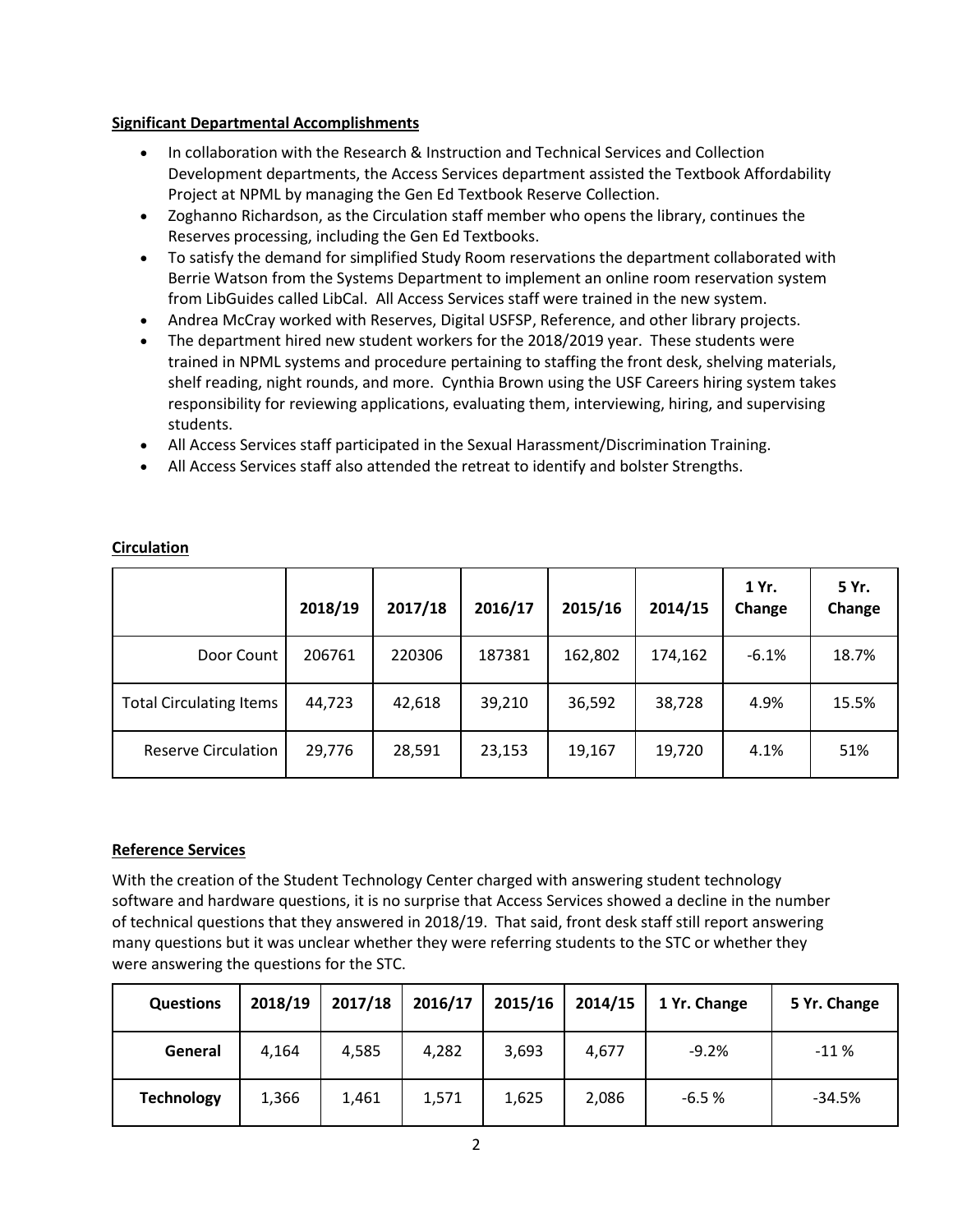**Significant Departmental Accomplishments**

- In collaboration with the Research & Instruction and Technical Services and Collection Development departments, the Access Services department assisted the Textbook Affordability Project at NPML by managing the Gen Ed Textbook Reserve Collection.
- Zoghanno Richardson, as the Circulation staff member who opens the library, continues the Reserves processing, including the Gen Ed Textbooks.
- To satisfy the demand for simplified Study Room reservations the department collaborated with Berrie Watson from the Systems Department to implement an online room reservation system from LibGuides called LibCal. All Access Services staff were trained in the new system.
- Andrea McCray worked with Reserves, Digital USFSP, Reference, and other library projects.
- The department hired new student workers for the 2018/2019 year. These students were trained in NPML systems and procedure pertaining to staffing the front desk, shelving materials, shelf reading, night rounds, and more. Cynthia Brown using the USF Careers hiring system takes responsibility for reviewing applications, evaluating them, interviewing, hiring, and supervising students.
- All Access Services staff participated in the Sexual Harassment/Discrimination Training.
- All Access Services staff also attended the retreat to identify and bolster Strengths.

**Circulation**

| | 2018/19 | 2017/18 | 2016/17 | 2015/16 | 2014/15 | 1 Yr. Change | 5 Yr. Change |
|---|---|---|---|---|---|---|---|
| Door Count | 206761 | 220306 | 187381 | 162,802 | 174,162 | -6.1% | 18.7% |
| Total Circulating Items | 44,723 | 42,618 | 39,210 | 36,592 | 38,728 | 4.9% | 15.5% |
| Reserve Circulation | 29,776 | 28,591 | 23,153 | 19,167 | 19,720 | 4.1% | 51% |

**Reference Services**

With the creation of the Student Technology Center charged with answering student technology software and hardware questions, it is no surprise that Access Services showed a decline in the number of technical questions that they answered in 2018/19. That said, front desk staff still report answering many questions but it was unclear whether they were referring students to the STC or whether they were answering the questions for the STC.

| Questions | 2018/19 | 2017/18 | 2016/17 | 2015/16 | 2014/15 | 1 Yr. Change | 5 Yr. Change |
|---|---|---|---|---|---|---|---|
| **General** | 4,164 | 4,585 | 4,282 | 3,693 | 4,677 | -9.2% | -11 % |
| **Technology** | 1,366 | 1,461 | 1,571 | 1,625 | 2,086 | -6.5 % | -34.5% |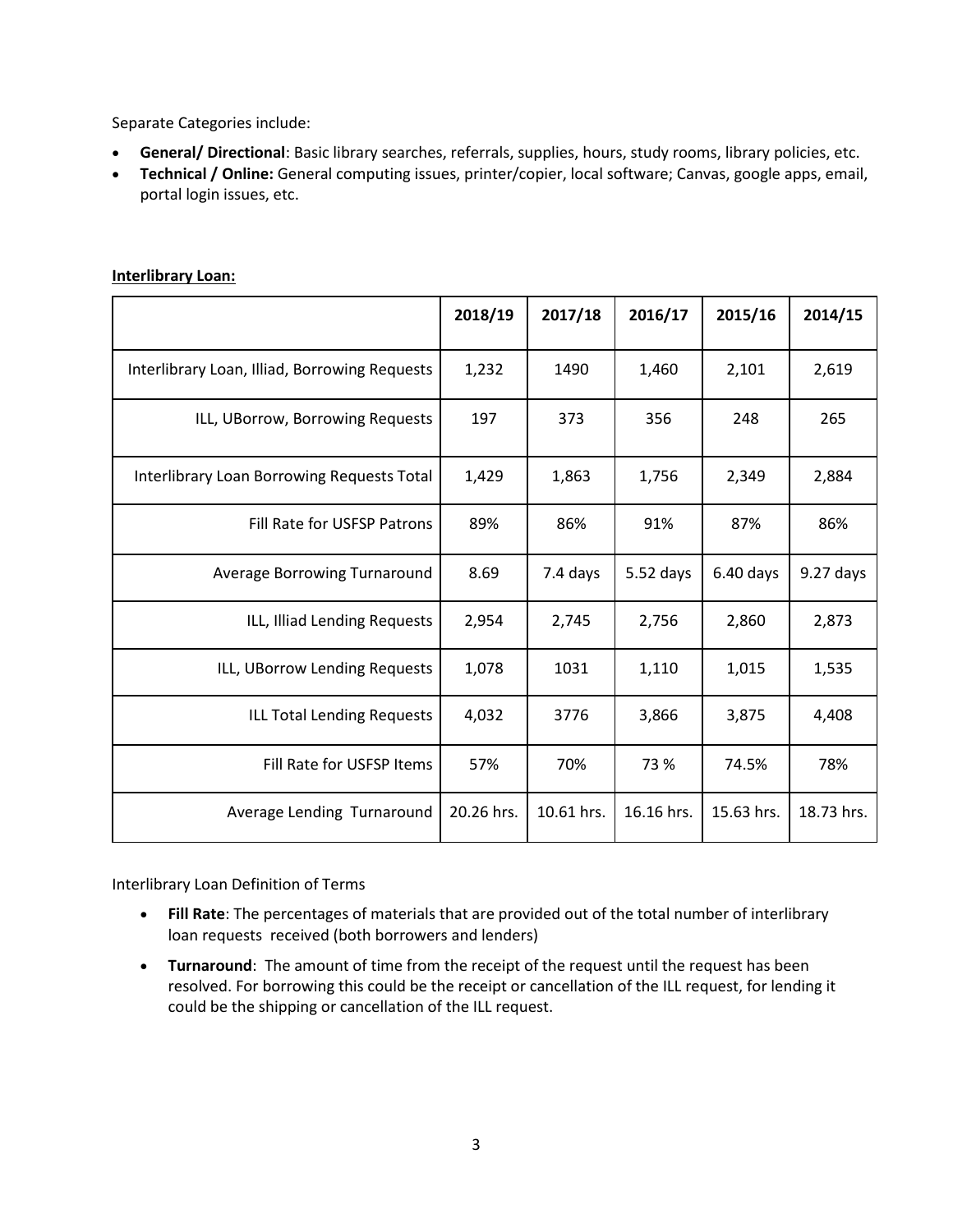Separate Categories include:

- **General/ Directional**: Basic library searches, referrals, supplies, hours, study rooms, library policies, etc.
- **Technical / Online:** General computing issues, printer/copier, local software; Canvas, google apps, email, portal login issues, etc.

**Interlibrary Loan:**

| | 2018/19 | 2017/18 | 2016/17 | 2015/16 | 2014/15 |
|---|---|---|---|---|---|
| Interlibrary Loan, Illiad, Borrowing Requests | 1,232 | 1490 | 1,460 | 2,101 | 2,619 |
| ILL, UBorrow, Borrowing Requests | 197 | 373 | 356 | 248 | 265 |
| Interlibrary Loan Borrowing Requests Total | 1,429 | 1,863 | 1,756 | 2,349 | 2,884 |
| Fill Rate for USFSP Patrons | 89% | 86% | 91% | 87% | 86% |
| Average Borrowing Turnaround | 8.69 | 7.4 days | 5.52 days | 6.40 days | 9.27 days |
| ILL, Illiad Lending Requests | 2,954 | 2,745 | 2,756 | 2,860 | 2,873 |
| ILL, UBorrow Lending Requests | 1,078 | 1031 | 1,110 | 1,015 | 1,535 |
| ILL Total Lending Requests | 4,032 | 3776 | 3,866 | 3,875 | 4,408 |
| Fill Rate for USFSP Items | 57% | 70% | 73 % | 74.5% | 78% |
| Average Lending Turnaround | 20.26 hrs. | 10.61 hrs. | 16.16 hrs. | 15.63 hrs. | 18.73 hrs. |

Interlibrary Loan Definition of Terms

- **Fill Rate**: The percentages of materials that are provided out of the total number of interlibrary loan requests received (both borrowers and lenders)
- **Turnaround**: The amount of time from the receipt of the request until the request has been resolved. For borrowing this could be the receipt or cancellation of the ILL request, for lending it could be the shipping or cancellation of the ILL request.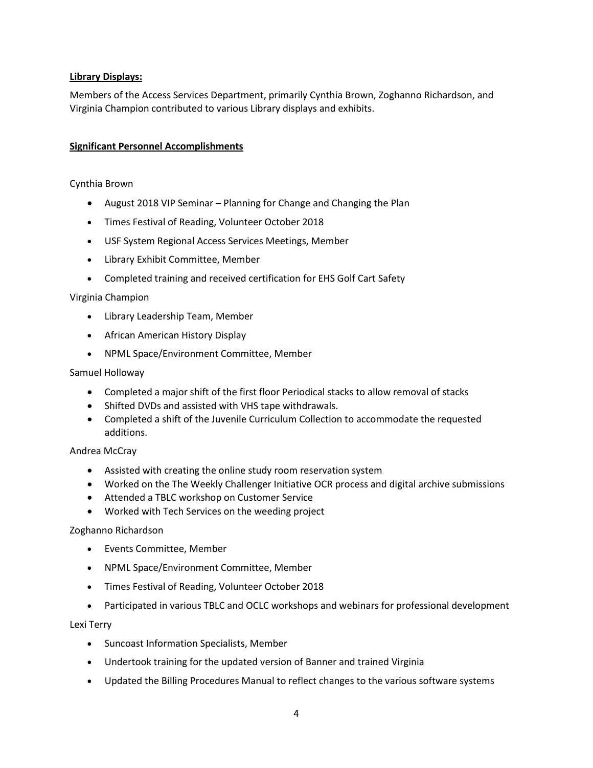**Library Displays:**

Members of the Access Services Department, primarily Cynthia Brown, Zoghanno Richardson, and Virginia Champion contributed to various Library displays and exhibits.

**Significant Personnel Accomplishments**

Cynthia Brown

- August 2018 VIP Seminar – Planning for Change and Changing the Plan
- Times Festival of Reading, Volunteer October 2018
- USF System Regional Access Services Meetings, Member
- Library Exhibit Committee, Member
- Completed training and received certification for EHS Golf Cart Safety

Virginia Champion

- Library Leadership Team, Member
- African American History Display
- NPML Space/Environment Committee, Member

Samuel Holloway

- Completed a major shift of the first floor Periodical stacks to allow removal of stacks
- Shifted DVDs and assisted with VHS tape withdrawals.
- Completed a shift of the Juvenile Curriculum Collection to accommodate the requested additions.

Andrea McCray

- Assisted with creating the online study room reservation system
- Worked on the The Weekly Challenger Initiative OCR process and digital archive submissions
- Attended a TBLC workshop on Customer Service
- Worked with Tech Services on the weeding project

Zoghanno Richardson

- Events Committee, Member
- NPML Space/Environment Committee, Member
- Times Festival of Reading, Volunteer October 2018
- Participated in various TBLC and OCLC workshops and webinars for professional development

Lexi Terry

- Suncoast Information Specialists, Member
- Undertook training for the updated version of Banner and trained Virginia
- Updated the Billing Procedures Manual to reflect changes to the various software systems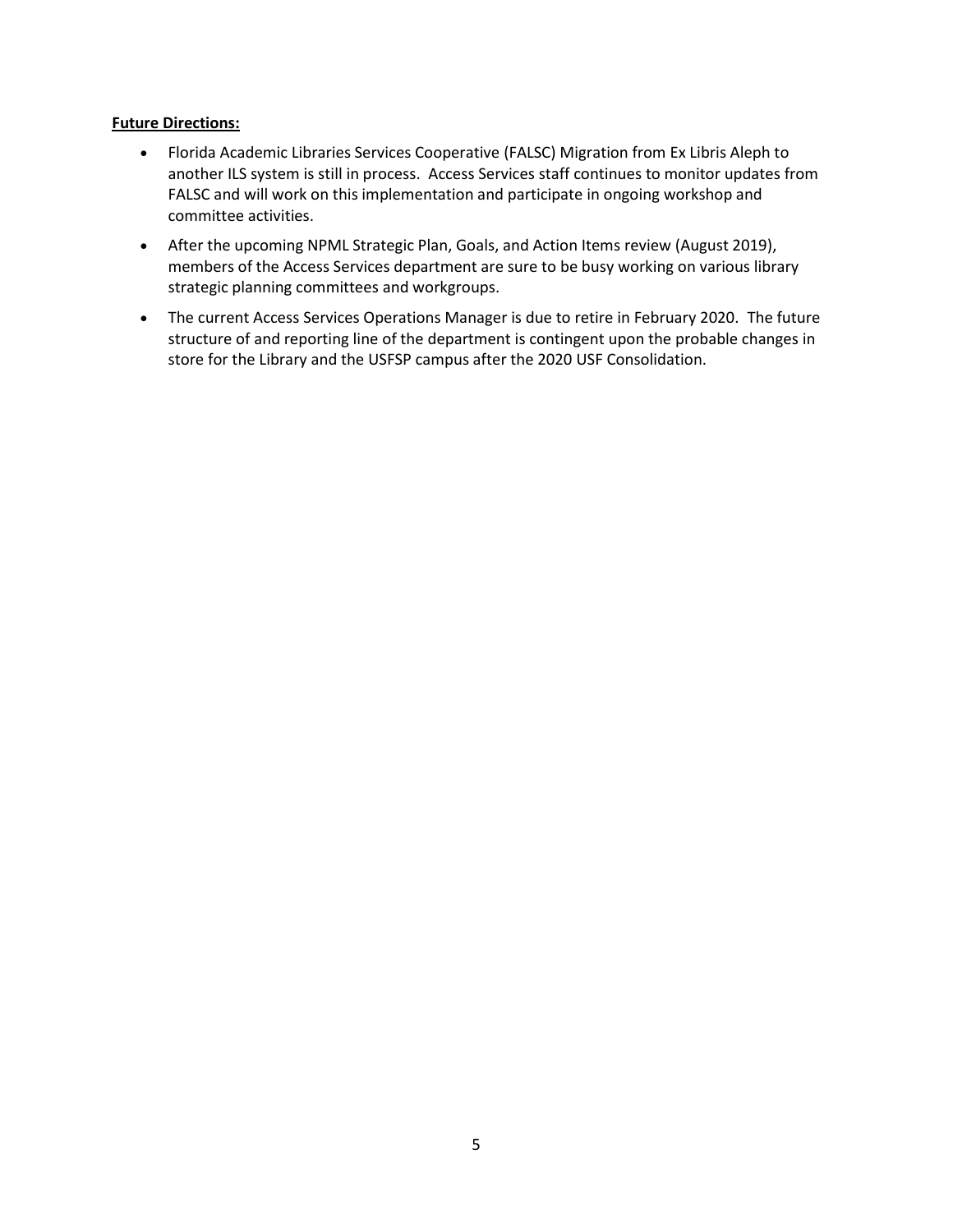**Future Directions:**

- Florida Academic Libraries Services Cooperative (FALSC) Migration from Ex Libris Aleph to another ILS system is still in process. Access Services staff continues to monitor updates from FALSC and will work on this implementation and participate in ongoing workshop and committee activities.
- After the upcoming NPML Strategic Plan, Goals, and Action Items review (August 2019), members of the Access Services department are sure to be busy working on various library strategic planning committees and workgroups.
- The current Access Services Operations Manager is due to retire in February 2020. The future structure of and reporting line of the department is contingent upon the probable changes in store for the Library and the USFSP campus after the 2020 USF Consolidation.